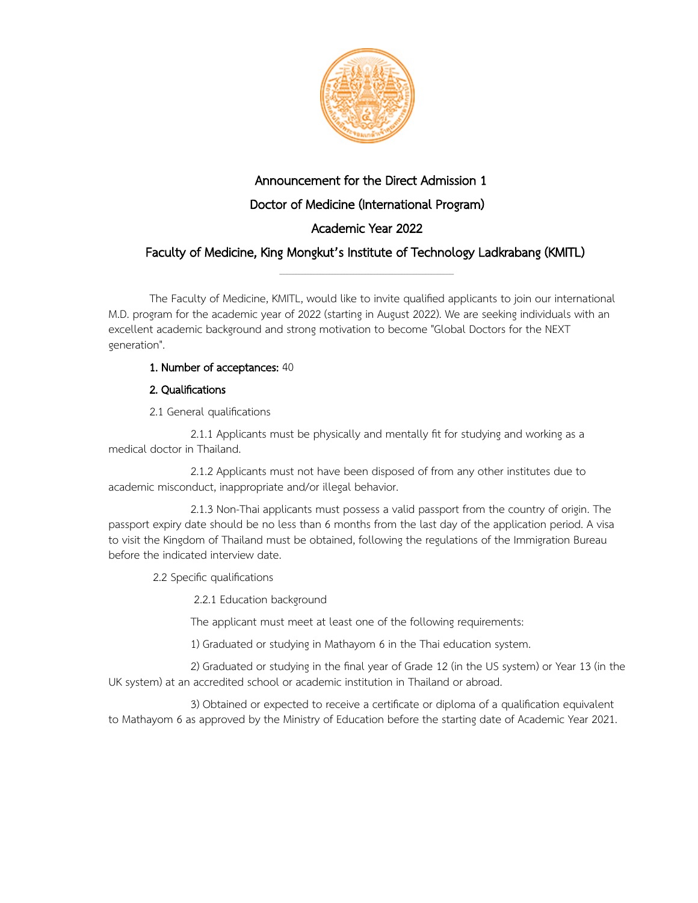# Announcement for the Direct Admission 1

# Doctor of Medicine (International Program)

# Academic Year 2022

# Faculty of Medicine, King Mongkut's Institute of Technology Ladkrabang (KMITL)

---

The Faculty of Medicine, KMITL, would like to invite qualified applicants to join our international M.D. program for the academic year of 2022 (starting in August 2022). We are seeking individuals with an excellent academic background and strong motivation to become "Global Doctors for the NEXT generation".

**1. Number of acceptances:** 40

**2. Qualifications**

2.1 General qualifications

2.1.1 Applicants must be physically and mentally fit for studying and working as a medical doctor in Thailand.

2.1.2 Applicants must not have been disposed of from any other institutes due to academic misconduct, inappropriate and/or illegal behavior.

2.1.3 Non-Thai applicants must possess a valid passport from the country of origin. The passport expiry date should be no less than 6 months from the last day of the application period. A visa to visit the Kingdom of Thailand must be obtained, following the regulations of the Immigration Bureau before the indicated interview date.

2.2 Specific qualifications

2.2.1 Education background

The applicant must meet at least one of the following requirements:

1) Graduated or studying in Mathayom 6 in the Thai education system.

2) Graduated or studying in the final year of Grade 12 (in the US system) or Year 13 (in the UK system) at an accredited school or academic institution in Thailand or abroad.

3) Obtained or expected to receive a certificate or diploma of a qualification equivalent to Mathayom 6 as approved by the Ministry of Education before the starting date of Academic Year 2021.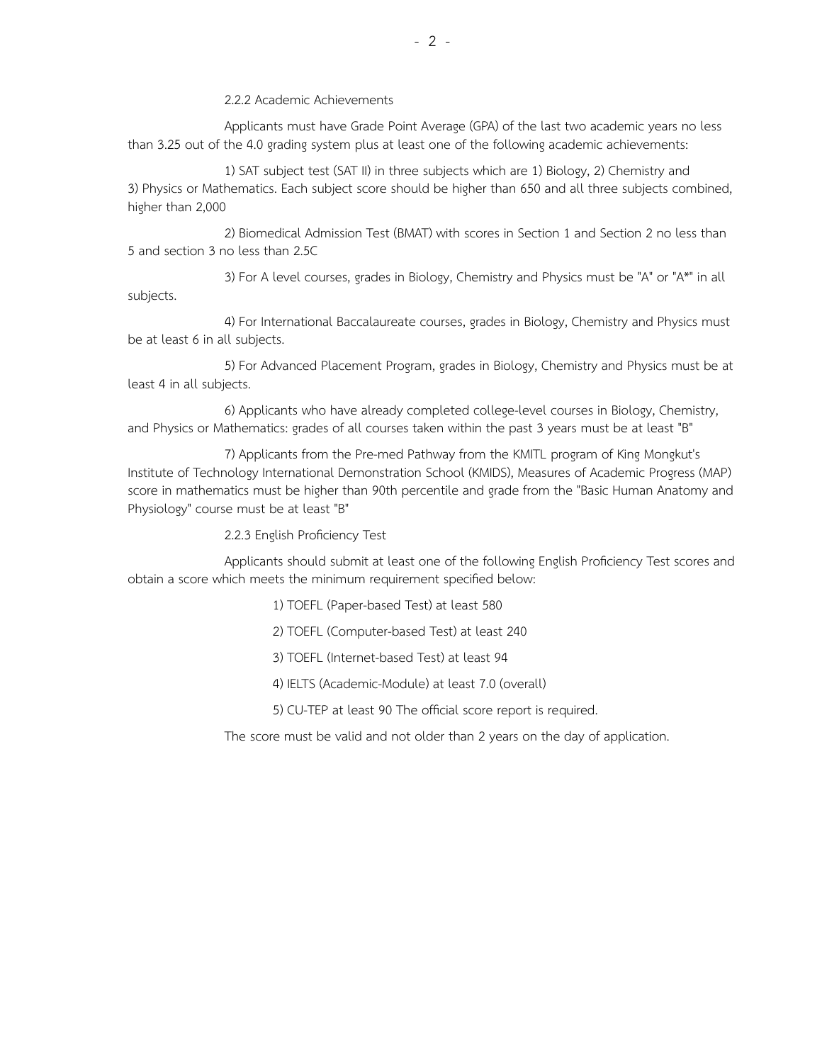2.2.2 Academic Achievements

Applicants must have Grade Point Average (GPA) of the last two academic years no less than 3.25 out of the 4.0 grading system plus at least one of the following academic achievements:

1) SAT subject test (SAT II) in three subjects which are 1) Biology, 2) Chemistry and 3) Physics or Mathematics. Each subject score should be higher than 650 and all three subjects combined, higher than 2,000

2) Biomedical Admission Test (BMAT) with scores in Section 1 and Section 2 no less than 5 and section 3 no less than 2.5C

3) For A level courses, grades in Biology, Chemistry and Physics must be "A" or "A*" in all subjects.

4) For International Baccalaureate courses, grades in Biology, Chemistry and Physics must be at least 6 in all subjects.

5) For Advanced Placement Program, grades in Biology, Chemistry and Physics must be at least 4 in all subjects.

6) Applicants who have already completed college-level courses in Biology, Chemistry, and Physics or Mathematics: grades of all courses taken within the past 3 years must be at least "B"

7) Applicants from the Pre-med Pathway from the KMITL program of King Mongkut's Institute of Technology International Demonstration School (KMIDS), Measures of Academic Progress (MAP) score in mathematics must be higher than 90th percentile and grade from the "Basic Human Anatomy and Physiology" course must be at least "B"

2.2.3 English Proficiency Test

Applicants should submit at least one of the following English Proficiency Test scores and obtain a score which meets the minimum requirement specified below:

1) TOEFL (Paper-based Test) at least 580

2) TOEFL (Computer-based Test) at least 240

3) TOEFL (Internet-based Test) at least 94

4) IELTS (Academic-Module) at least 7.0 (overall)

5) CU-TEP at least 90 The official score report is required.

The score must be valid and not older than 2 years on the day of application.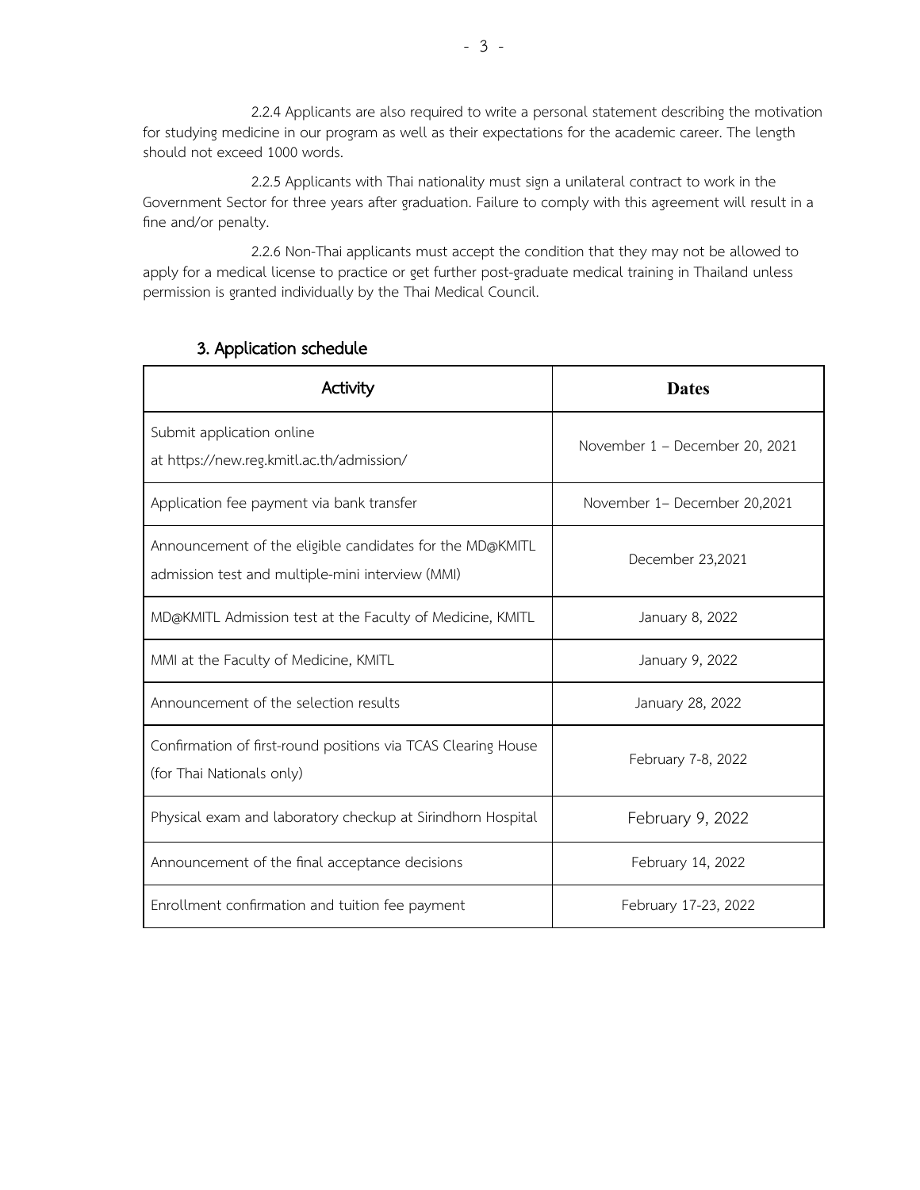2.2.4 Applicants are also required to write a personal statement describing the motivation for studying medicine in our program as well as their expectations for the academic career. The length should not exceed 1000 words.

2.2.5 Applicants with Thai nationality must sign a unilateral contract to work in the Government Sector for three years after graduation. Failure to comply with this agreement will result in a fine and/or penalty.

2.2.6 Non-Thai applicants must accept the condition that they may not be allowed to apply for a medical license to practice or get further post-graduate medical training in Thailand unless permission is granted individually by the Thai Medical Council.

## 3. Application schedule

| Activity | Dates |
|---|---|
| Submit application online at https://new.reg.kmitl.ac.th/admission/ | November 1 – December 20, 2021 |
| Application fee payment via bank transfer | November 1– December 20,2021 |
| Announcement of the eligible candidates for the MD@KMITL admission test and multiple-mini interview (MMI) | December 23,2021 |
| MD@KMITL Admission test at the Faculty of Medicine, KMITL | January 8, 2022 |
| MMI at the Faculty of Medicine, KMITL | January 9, 2022 |
| Announcement of the selection results | January 28, 2022 |
| Confirmation of first-round positions via TCAS Clearing House (for Thai Nationals only) | February 7-8, 2022 |
| Physical exam and laboratory checkup at Sirindhorn Hospital | February 9, 2022 |
| Announcement of the final acceptance decisions | February 14, 2022 |
| Enrollment confirmation and tuition fee payment | February 17-23, 2022 |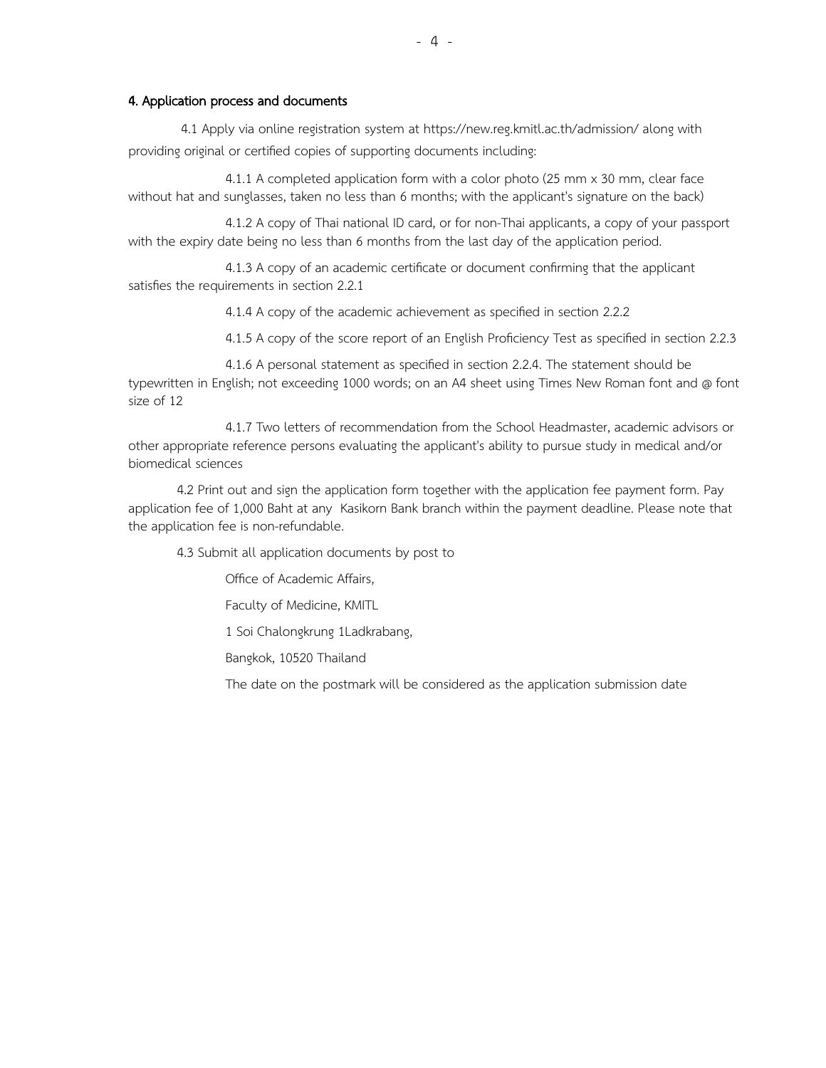#### 4. Application process and documents

4.1 Apply via online registration system at https://new.reg.kmitl.ac.th/admission/ along with providing original or certified copies of supporting documents including:

4.1.1 A completed application form with a color photo (25 mm x 30 mm, clear face without hat and sunglasses, taken no less than 6 months; with the applicant's signature on the back)

4.1.2 A copy of Thai national ID card, or for non-Thai applicants, a copy of your passport with the expiry date being no less than 6 months from the last day of the application period.

4.1.3 A copy of an academic certificate or document confirming that the applicant satisfies the requirements in section 2.2.1

4.1.4 A copy of the academic achievement as specified in section 2.2.2

4.1.5 A copy of the score report of an English Proficiency Test as specified in section 2.2.3

4.1.6 A personal statement as specified in section 2.2.4. The statement should be typewritten in English; not exceeding 1000 words; on an A4 sheet using Times New Roman font and @ font size of 12

4.1.7 Two letters of recommendation from the School Headmaster, academic advisors or other appropriate reference persons evaluating the applicant's ability to pursue study in medical and/or biomedical sciences

4.2 Print out and sign the application form together with the application fee payment form. Pay application fee of 1,000 Baht at any Kasikorn Bank branch within the payment deadline. Please note that the application fee is non-refundable.

4.3 Submit all application documents by post to

Office of Academic Affairs,

Faculty of Medicine, KMITL

1 Soi Chalongkrung 1Ladkrabang,

Bangkok, 10520 Thailand

The date on the postmark will be considered as the application submission date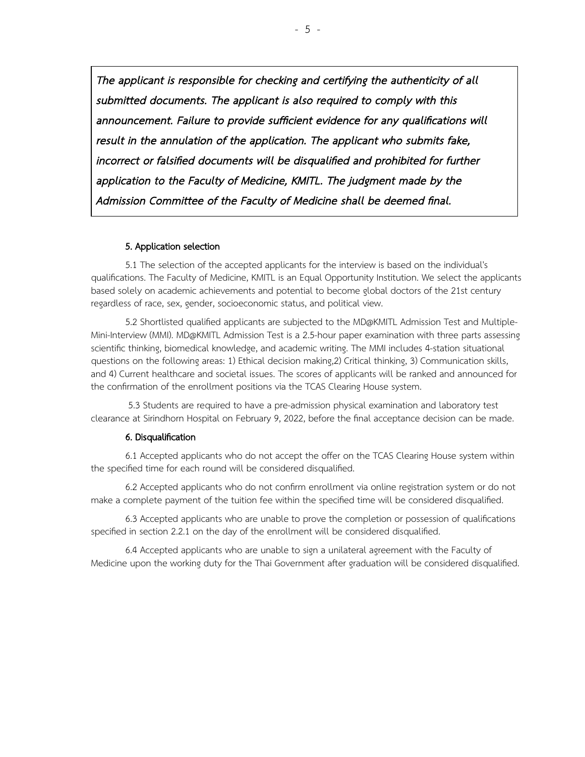***The applicant is responsible for checking and certifying the authenticity of all submitted documents. The applicant is also required to comply with this announcement. Failure to provide sufficient evidence for any qualifications will result in the annulation of the application. The applicant who submits fake, incorrect or falsified documents will be disqualified and prohibited for further application to the Faculty of Medicine, KMITL. The judgment made by the Admission Committee of the Faculty of Medicine shall be deemed final.***

**5. Application selection**

5.1 The selection of the accepted applicants for the interview is based on the individual's qualifications. The Faculty of Medicine, KMITL is an Equal Opportunity Institution. We select the applicants based solely on academic achievements and potential to become global doctors of the 21st century regardless of race, sex, gender, socioeconomic status, and political view.

5.2 Shortlisted qualified applicants are subjected to the MD@KMITL Admission Test and Multiple-Mini-Interview (MMI). MD@KMITL Admission Test is a 2.5-hour paper examination with three parts assessing scientific thinking, biomedical knowledge, and academic writing. The MMI includes 4-station situational questions on the following areas: 1) Ethical decision making,2) Critical thinking, 3) Communication skills, and 4) Current healthcare and societal issues. The scores of applicants will be ranked and announced for the confirmation of the enrollment positions via the TCAS Clearing House system.

5.3 Students are required to have a pre-admission physical examination and laboratory test clearance at Sirindhorn Hospital on February 9, 2022, before the final acceptance decision can be made.

**6. Disqualification**

6.1 Accepted applicants who do not accept the offer on the TCAS Clearing House system within the specified time for each round will be considered disqualified.

6.2 Accepted applicants who do not confirm enrollment via online registration system or do not make a complete payment of the tuition fee within the specified time will be considered disqualified.

6.3 Accepted applicants who are unable to prove the completion or possession of qualifications specified in section 2.2.1 on the day of the enrollment will be considered disqualified.

6.4 Accepted applicants who are unable to sign a unilateral agreement with the Faculty of Medicine upon the working duty for the Thai Government after graduation will be considered disqualified.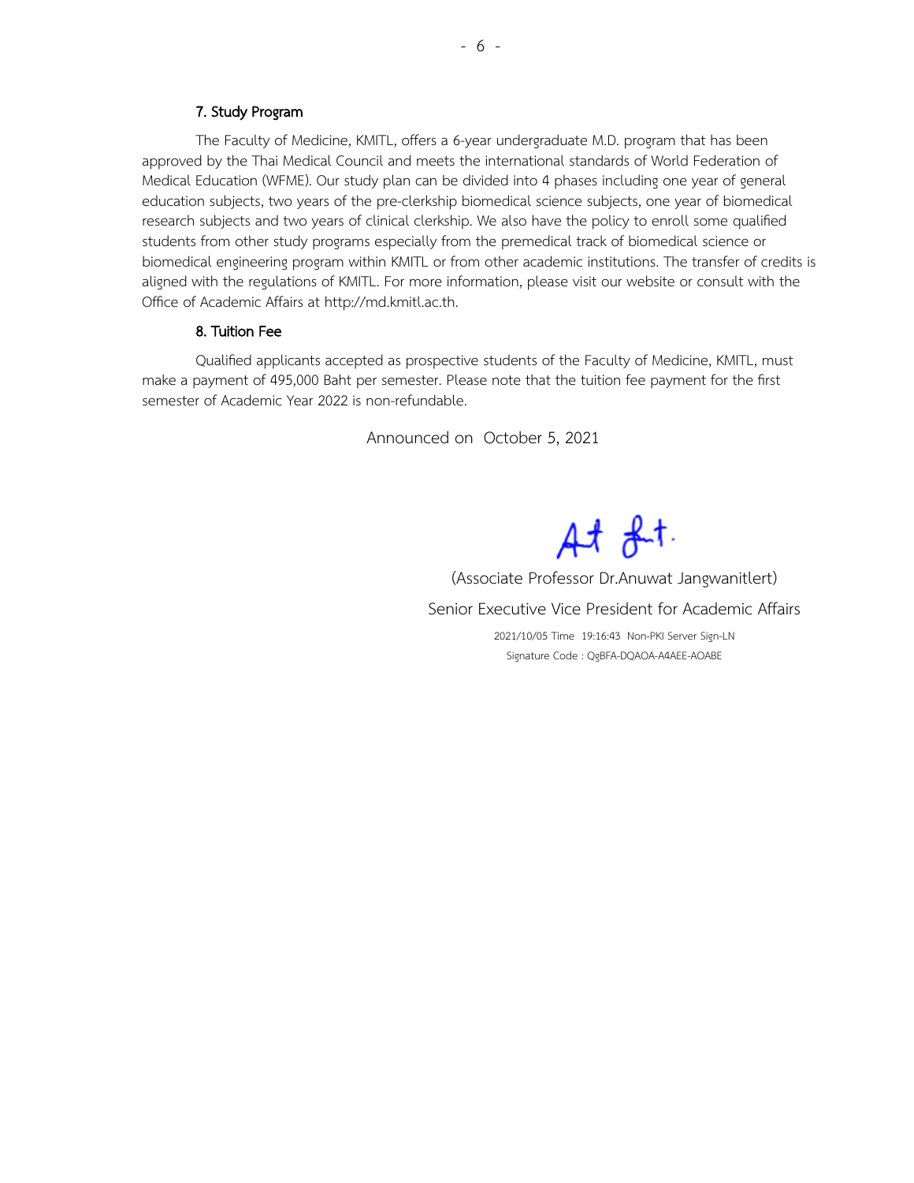### 7. Study Program

The Faculty of Medicine, KMITL, offers a 6-year undergraduate M.D. program that has been approved by the Thai Medical Council and meets the international standards of World Federation of Medical Education (WFME). Our study plan can be divided into 4 phases including one year of general education subjects, two years of the pre-clerkship biomedical science subjects, one year of biomedical research subjects and two years of clinical clerkship. We also have the policy to enroll some qualified students from other study programs especially from the premedical track of biomedical science or biomedical engineering program within KMITL or from other academic institutions. The transfer of credits is aligned with the regulations of KMITL. For more information, please visit our website or consult with the Office of Academic Affairs at http://md.kmitl.ac.th.

### 8. Tuition Fee

Qualified applicants accepted as prospective students of the Faculty of Medicine, KMITL, must make a payment of 495,000 Baht per semester. Please note that the tuition fee payment for the first semester of Academic Year 2022 is non-refundable.

Announced on October 5, 2021

(Associate Professor Dr.Anuwat Jangwanitlert)

Senior Executive Vice President for Academic Affairs

2021/10/05 Time 19:16:43 Non-PKI Server Sign-LN

Signature Code : QgBFA-DQAOA-A4AEE-AOABE